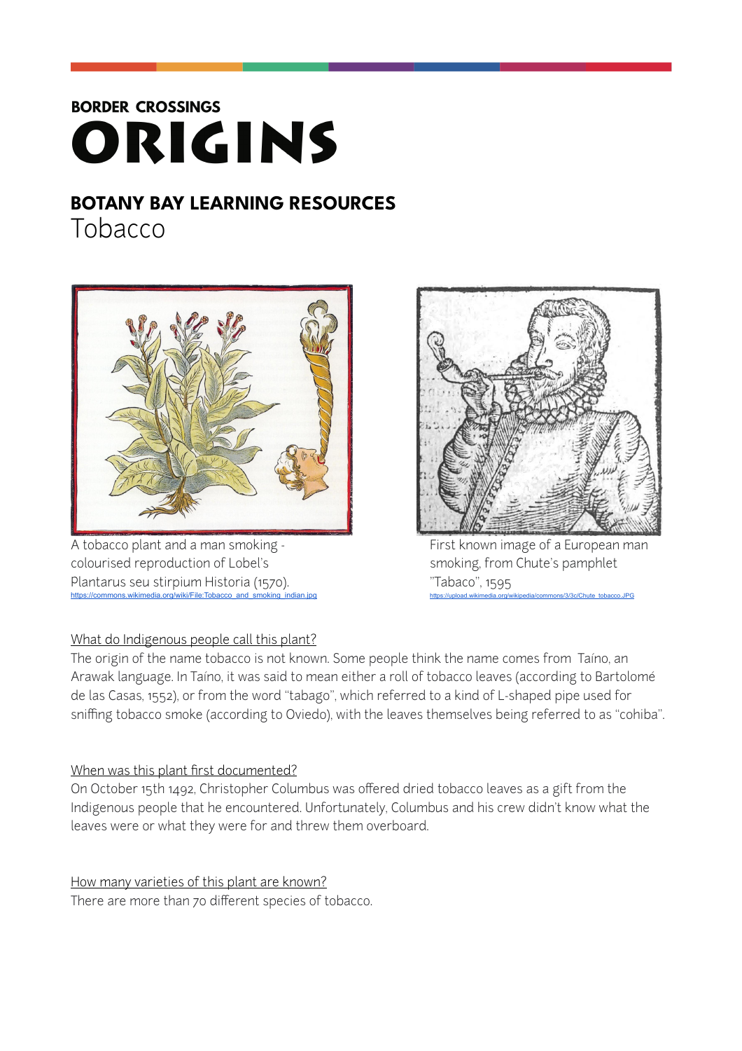**BORDER CROSSINGS**

# ORIGINS

## BOTANY BAY LEARNING RESOURCES

Tobacco

A tobacco plant and a man smoking - colourised reproduction of Lobel's Plantarus seu stirpium Historia (1570).
https://commons.wikimedia.org/wiki/File:Tobacco_and_smoking_indian.jpg

First known image of a European man smoking, from Chute's pamphlet "Tabaco", 1595
https://upload.wikimedia.org/wikipedia/commons/3/3c/Chute_tobacco.JPG

What do Indigenous people call this plant?

The origin of the name tobacco is not known. Some people think the name comes from Taíno, an Arawak language. In Taíno, it was said to mean either a roll of tobacco leaves (according to Bartolomé de las Casas, 1552), or from the word "tabago", which referred to a kind of L-shaped pipe used for sniffing tobacco smoke (according to Oviedo), with the leaves themselves being referred to as "cohiba".

When was this plant first documented?

On October 15th 1492, Christopher Columbus was offered dried tobacco leaves as a gift from the Indigenous people that he encountered. Unfortunately, Columbus and his crew didn't know what the leaves were or what they were for and threw them overboard.

How many varieties of this plant are known?

There are more than 70 different species of tobacco.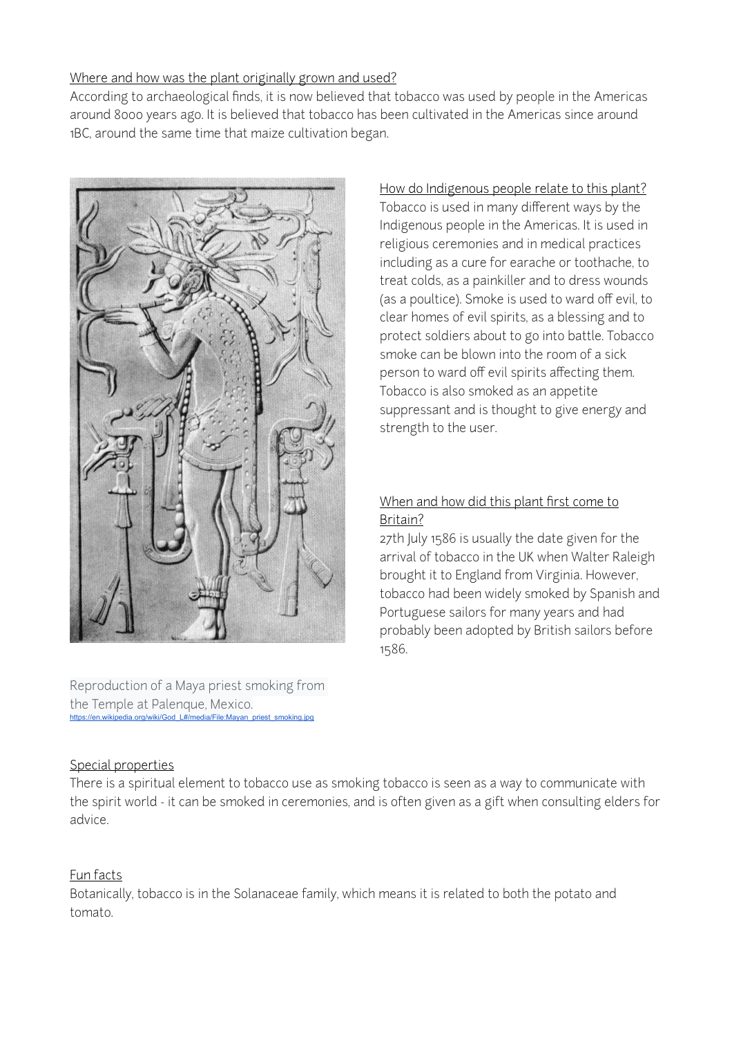Where and how was the plant originally grown and used?

According to archaeological finds, it is now believed that tobacco was used by people in the Americas around 8000 years ago. It is believed that tobacco has been cultivated in the Americas since around 1BC, around the same time that maize cultivation began.

How do Indigenous people relate to this plant?

Tobacco is used in many different ways by the Indigenous people in the Americas. It is used in religious ceremonies and in medical practices including as a cure for earache or toothache, to treat colds, as a painkiller and to dress wounds (as a poultice). Smoke is used to ward off evil, to clear homes of evil spirits, as a blessing and to protect soldiers about to go into battle. Tobacco smoke can be blown into the room of a sick person to ward off evil spirits affecting them. Tobacco is also smoked as an appetite suppressant and is thought to give energy and strength to the user.

When and how did this plant first come to Britain?

27th July 1586 is usually the date given for the arrival of tobacco in the UK when Walter Raleigh brought it to England from Virginia. However, tobacco had been widely smoked by Spanish and Portuguese sailors for many years and had probably been adopted by British sailors before 1586.

Reproduction of a Maya priest smoking from the Temple at Palenque, Mexico.
https://en.wikipedia.org/wiki/God_L#/media/File:Mayan_priest_smoking.jpg

Special properties

There is a spiritual element to tobacco use as smoking tobacco is seen as a way to communicate with the spirit world - it can be smoked in ceremonies, and is often given as a gift when consulting elders for advice.

Fun facts

Botanically, tobacco is in the Solanaceae family, which means it is related to both the potato and tomato.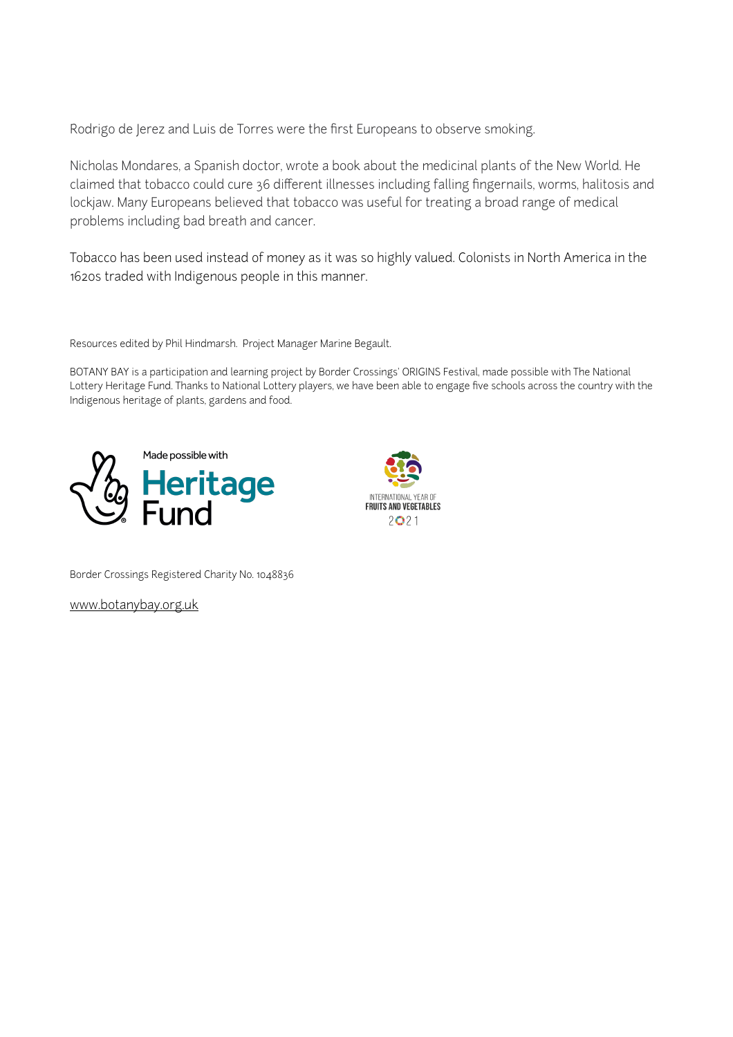Rodrigo de Jerez and Luis de Torres were the first Europeans to observe smoking.

Nicholas Mondares, a Spanish doctor, wrote a book about the medicinal plants of the New World. He claimed that tobacco could cure 36 different illnesses including falling fingernails, worms, halitosis and lockjaw. Many Europeans believed that tobacco was useful for treating a broad range of medical problems including bad breath and cancer.

Tobacco has been used instead of money as it was so highly valued. Colonists in North America in the 1620s traded with Indigenous people in this manner.

Resources edited by Phil Hindmarsh. Project Manager Marine Begault.

BOTANY BAY is a participation and learning project by Border Crossings' ORIGINS Festival, made possible with The National Lottery Heritage Fund. Thanks to National Lottery players, we have been able to engage five schools across the country with the Indigenous heritage of plants, gardens and food.

Made possible with Heritage Fund

INTERNATIONAL YEAR OF FRUITS AND VEGETABLES 2021

Border Crossings Registered Charity No. 1048836

www.botanybay.org.uk